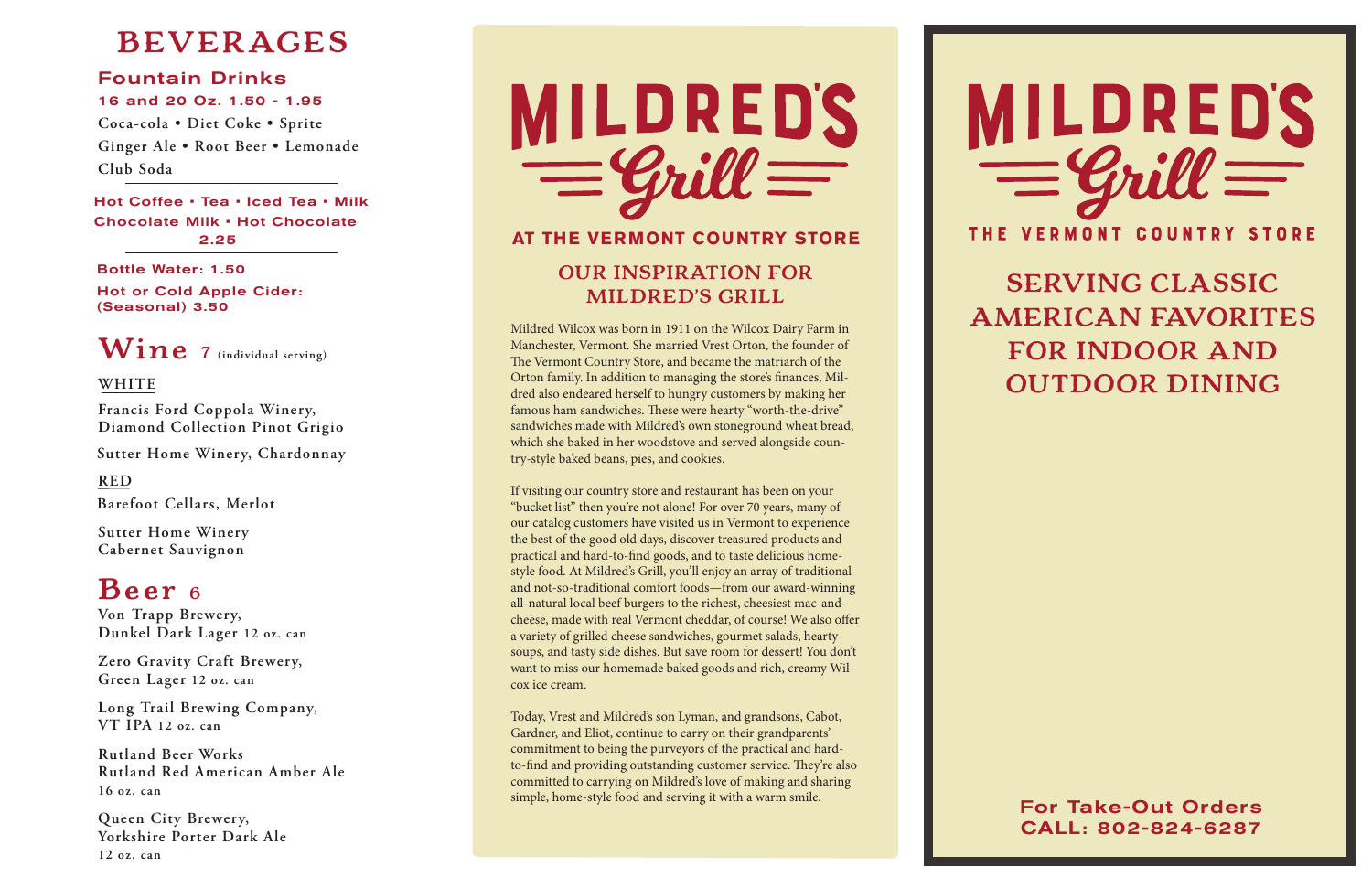# BEVERAGES

## Fountain Drinks

**16 and 20 Oz. 1.50 - 1.95**

Coca-cola • Diet Coke • Sprite
Ginger Ale • Root Beer • Lemonade
Club Soda

**Hot Coffee • Tea • Iced Tea • Milk**
**Chocolate Milk • Hot Chocolate**
**2.25**

**Bottle Water: 1.50**

**Hot or Cold Apple Cider: (Seasonal) 3.50**

## Wine 7 (individual serving)

### WHITE

Francis Ford Coppola Winery, Diamond Collection Pinot Grigio

Sutter Home Winery, Chardonnay

### RED

Barefoot Cellars, Merlot

Sutter Home Winery Cabernet Sauvignon

## Beer 6

Von Trapp Brewery, Dunkel Dark Lager 12 oz. can

Zero Gravity Craft Brewery, Green Lager 12 oz. can

Long Trail Brewing Company, VT IPA 12 oz. can

Rutland Beer Works Rutland Red American Amber Ale 16 oz. can

Queen City Brewery, Yorkshire Porter Dark Ale 12 oz. can

# MILDRED'S Grill

## AT THE VERMONT COUNTRY STORE

## OUR INSPIRATION FOR MILDRED'S GRILL

Mildred Wilcox was born in 1911 on the Wilcox Dairy Farm in Manchester, Vermont. She married Vrest Orton, the founder of The Vermont Country Store, and became the matriarch of the Orton family. In addition to managing the store's finances, Mildred also endeared herself to hungry customers by making her famous ham sandwiches. These were hearty "worth-the-drive" sandwiches made with Mildred's own stoneground wheat bread, which she baked in her woodstove and served alongside country-style baked beans, pies, and cookies.

If visiting our country store and restaurant has been on your "bucket list" then you're not alone! For over 70 years, many of our catalog customers have visited us in Vermont to experience the best of the good old days, discover treasured products and practical and hard-to-find goods, and to taste delicious home-style food. At Mildred's Grill, you'll enjoy an array of traditional and not-so-traditional comfort foods—from our award-winning all-natural local beef burgers to the richest, cheesiest mac-and-cheese, made with real Vermont cheddar, of course! We also offer a variety of grilled cheese sandwiches, gourmet salads, hearty soups, and tasty side dishes. But save room for dessert! You don't want to miss our homemade baked goods and rich, creamy Wilcox ice cream.

Today, Vrest and Mildred's son Lyman, and grandsons, Cabot, Gardner, and Eliot, continue to carry on their grandparents' commitment to being the purveyors of the practical and hard-to-find and providing outstanding customer service. They're also committed to carrying on Mildred's love of making and sharing simple, home-style food and serving it with a warm smile.

# MILDRED'S Grill

## THE VERMONT COUNTRY STORE

## SERVING CLASSIC AMERICAN FAVORITES FOR INDOOR AND OUTDOOR DINING

**For Take-Out Orders**
**CALL: 802-824-6287**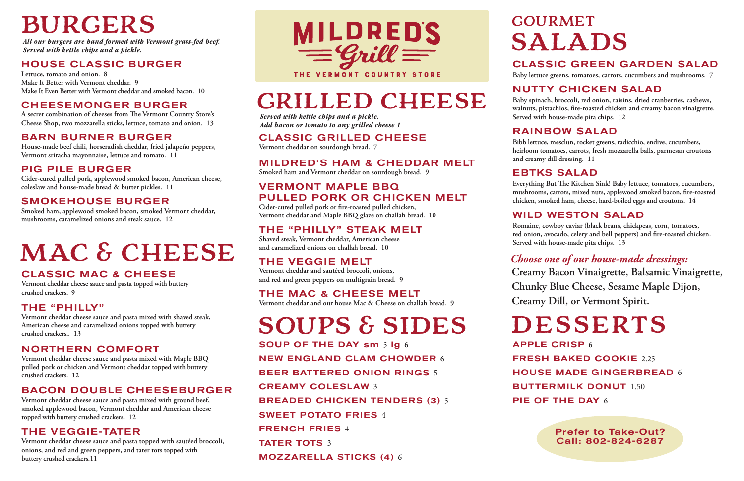# BURGERS

***All our burgers are hand formed with Vermont grass-fed beef. Served with kettle chips and a pickle.***

### HOUSE CLASSIC BURGER

Lettuce, tomato and onion. 8
Make It Better with Vermont cheddar. 9
Make It Even Better with Vermont cheddar and smoked bacon. 10

### CHEESEMONGER BURGER

A secret combination of cheeses from The Vermont Country Store's Cheese Shop, two mozzarella sticks, lettuce, tomato and onion. 13

### BARN BURNER BURGER

House-made beef chili, horseradish cheddar, fried jalapeño peppers, Vermont sriracha mayonnaise, lettuce and tomato. 11

### PIG PILE BURGER

Cider-cured pulled pork, applewood smoked bacon, American cheese, coleslaw and house-made bread & butter pickles. 11

### SMOKEHOUSE BURGER

Smoked ham, applewood smoked bacon, smoked Vermont cheddar, mushrooms, caramelized onions and steak sauce. 12

# MAC & CHEESE

### CLASSIC MAC & CHEESE

Vermont cheddar cheese sauce and pasta topped with buttery crushed crackers. 9

### THE "PHILLY"

Vermont cheddar cheese sauce and pasta mixed with shaved steak, American cheese and caramelized onions topped with buttery crushed crackers.. 13

### NORTHERN COMFORT

Vermont cheddar cheese sauce and pasta mixed with Maple BBQ pulled pork or chicken and Vermont cheddar topped with buttery crushed crackers. 12

### BACON DOUBLE CHEESEBURGER

Vermont cheddar cheese sauce and pasta mixed with ground beef, smoked applewood bacon, Vermont cheddar and American cheese topped with buttery crushed crackers. 12

### THE VEGGIE-TATER

Vermont cheddar cheese sauce and pasta topped with sautéed broccoli, onions, and red and green peppers, and tater tots topped with buttery crushed crackers.11

# MILDRED'S Grill

THE VERMONT COUNTRY STORE

# GRILLED CHEESE

***Served with kettle chips and a pickle. Add bacon or tomato to any grilled cheese 1***

### CLASSIC GRILLED CHEESE

Vermont cheddar on sourdough bread. 7

### MILDRED'S HAM & CHEDDAR MELT

Smoked ham and Vermont cheddar on sourdough bread. 9

### VERMONT MAPLE BBQ PULLED PORK OR CHICKEN MELT

Cider-cured pulled pork or fire-roasted pulled chicken, Vermont cheddar and Maple BBQ glaze on challah bread. 10

### THE "PHILLY" STEAK MELT

Shaved steak, Vermont cheddar, American cheese and caramelized onions on challah bread. 10

### THE VEGGIE MELT

Vermont cheddar and sautéed broccoli, onions, and red and green peppers on multigrain bread. 9

### THE MAC & CHEESE MELT

Vermont cheddar and our house Mac & Cheese on challah bread. 9

# SOUPS & SIDES

**SOUP OF THE DAY sm** 5 **lg** 6
**NEW ENGLAND CLAM CHOWDER** 6
**BEER BATTERED ONION RINGS** 5
**CREAMY COLESLAW** 3
**BREADED CHICKEN TENDERS (3)** 5
**SWEET POTATO FRIES** 4
**FRENCH FRIES** 4
**TATER TOTS** 3
**MOZZARELLA STICKS (4)** 6

# GOURMET SALADS

### CLASSIC GREEN GARDEN SALAD

Baby lettuce greens, tomatoes, carrots, cucumbers and mushrooms. 7

### NUTTY CHICKEN SALAD

Baby spinach, broccoli, red onion, raisins, dried cranberries, cashews, walnuts, pistachios, fire-roasted chicken and creamy bacon vinaigrette. Served with house-made pita chips. 12

### RAINBOW SALAD

Bibb lettuce, mesclun, rocket greens, radicchio, endive, cucumbers, heirloom tomatoes, carrots, fresh mozzarella balls, parmesan croutons and creamy dill dressing. 11

### EBTKS SALAD

Everything But The Kitchen Sink! Baby lettuce, tomatoes, cucumbers, mushrooms, carrots, mixed nuts, applewood smoked bacon, fire-roasted chicken, smoked ham, cheese, hard-boiled eggs and croutons. 14

### WILD WESTON SALAD

Romaine, cowboy caviar (black beans, chickpeas, corn, tomatoes, red onion, avocado, celery and bell peppers) and fire-roasted chicken. Served with house-made pita chips. 13

***Choose one of our house-made dressings:***

**Creamy Bacon Vinaigrette, Balsamic Vinaigrette, Chunky Blue Cheese, Sesame Maple Dijon, Creamy Dill, or Vermont Spirit.**

# DESSERTS

**APPLE CRISP** 6
**FRESH BAKED COOKIE** 2.25
**HOUSE MADE GINGERBREAD** 6
**BUTTERMILK DONUT** 1.50
**PIE OF THE DAY** 6

**Prefer to Take-Out? Call: 802-824-6287**